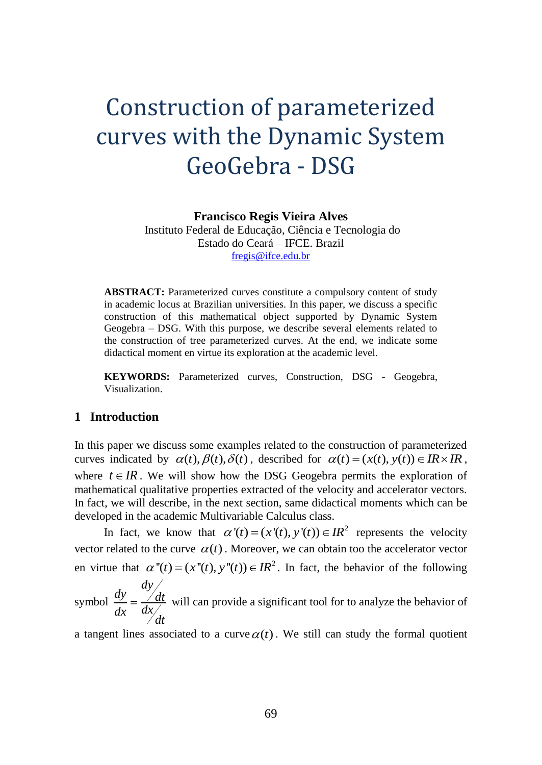# Construction of parameterized curves with the Dynamic System GeoGebra - DSG

**Francisco Regis Vieira Alves**

Instituto Federal de Educação, Ciência e Tecnologia do Estado do Ceará – IFCE. Brazil

fregis@ifce.edu.br

**ABSTRACT:** Parameterized curves constitute a compulsory content of study in academic locus at Brazilian universities. In this paper, we discuss a specific construction of this mathematical object supported by Dynamic System Geogebra – DSG. With this purpose, we describe several elements related to the construction of tree parameterized curves. At the end, we indicate some didactical moment en virtue its exploration at the academic level.

**KEYWORDS:** Parameterized curves, Construction, DSG - Geogebra, Visualization.

## 1 Introduction

In this paper we discuss some examples related to the construction of parameterized curves indicated by $\alpha(t), \beta(t), \delta(t)$, described for $\alpha(t) = (x(t), y(t)) \in IR \times IR$, where $t \in IR$. We will show how the DSG Geogebra permits the exploration of mathematical qualitative properties extracted of the velocity and accelerator vectors. In fact, we will describe, in the next section, same didactical moments which can be developed in the academic Multivariable Calculus class.

In fact, we know that $\alpha'(t) = (x'(t), y'(t)) \in IR^2$ represents the velocity vector related to the curve $\alpha(t)$. Moreover, we can obtain too the accelerator vector en virtue that $\alpha''(t) = (x''(t), y''(t)) \in IR^2$. In fact, the behavior of the following symbol $\frac{dy}{dx} = \frac{dy/dt}{dx/dt}$ will can provide a significant tool for to analyze the behavior of a tangent lines associated to a curve $\alpha(t)$. We still can study the formal quotient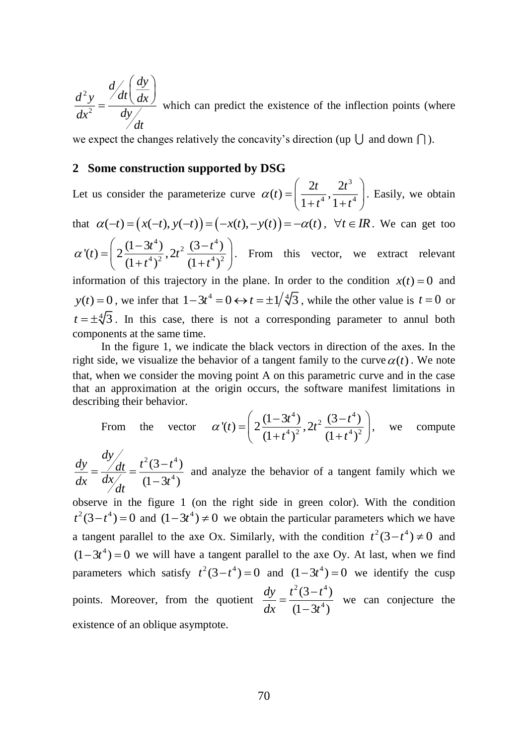$$\frac{d^2y}{dx^2} = \frac{\frac{d}{dt}\left(\frac{dy}{dx}\right)}{\frac{dy}{dt}}$$ which can predict the existence of the inflection points (where we expect the changes relatively the concavity's direction (up $\bigcup$ and down $\bigcap$).

## 2 Some construction supported by DSG

Let us consider the parameterize curve $\alpha(t) = \left( \frac{2t}{1+t^4}, \frac{2t^3}{1+t^4} \right)$. Easily, we obtain that $\alpha(-t) = \left( x(-t), y(-t) \right) = \left( -x(t), -y(t) \right) = -\alpha(t)$, $\forall t \in IR$. We can get too $\alpha'(t) = \left( 2\frac{(1-3t^4)}{(1+t^4)^2}, 2t^2 \frac{(3-t^4)}{(1+t^4)^2} \right)$. From this vector, we extract relevant information of this trajectory in the plane. In order to the condition $x(t) = 0$ and $y(t) = 0$, we infer that $1 - 3t^4 = 0 \leftrightarrow t = \pm 1 / \sqrt[4]{3}$, while the other value is $t = 0$ or $t = \pm\sqrt[4]{3}$. In this case, there is not a corresponding parameter to annul both components at the same time.

In the figure 1, we indicate the black vectors in direction of the axes. In the right side, we visualize the behavior of a tangent family to the curve $\alpha(t)$. We note that, when we consider the moving point A on this parametric curve and in the case that an approximation at the origin occurs, the software manifest limitations in describing their behavior.

From the vector $\alpha'(t) = \left( 2\frac{(1-3t^4)}{(1+t^4)^2}, 2t^2 \frac{(3-t^4)}{(1+t^4)^2} \right)$, we compute $\frac{dy}{dx} = \frac{dy/dt}{dx/dt} = \frac{t^2(3-t^4)}{(1-3t^4)}$ and analyze the behavior of a tangent family which we observe in the figure 1 (on the right side in green color). With the condition $t^2(3-t^4) = 0$ and $(1-3t^4) \neq 0$ we obtain the particular parameters which we have a tangent parallel to the axe Ox. Similarly, with the condition $t^2(3-t^4) \neq 0$ and $(1-3t^4) = 0$ we will have a tangent parallel to the axe Oy. At last, when we find parameters which satisfy $t^2(3-t^4) = 0$ and $(1-3t^4) = 0$ we identify the cusp points. Moreover, from the quotient $\frac{dy}{dx} = \frac{t^2(3-t^4)}{(1-3t^4)}$ we can conjecture the existence of an oblique asymptote.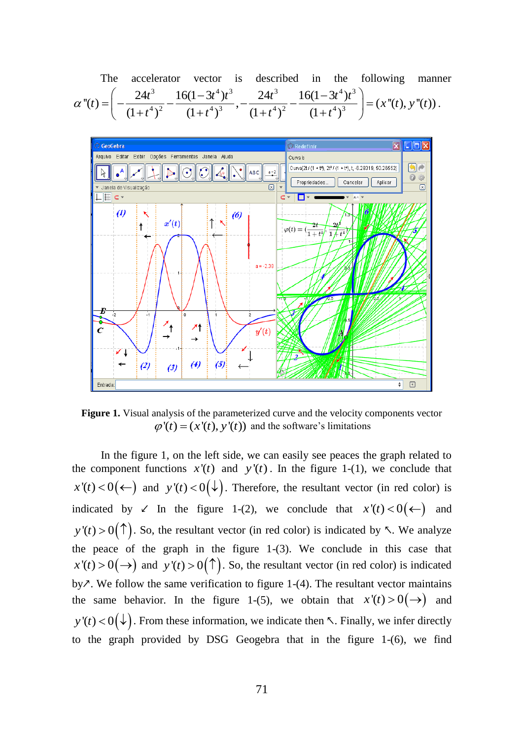The accelerator vector is described in the following manner

$$\alpha''(t) = \left( -\frac{24t^3}{(1+t^4)^2} - \frac{16(1-3t^4)t^3}{(1+t^4)^3}, -\frac{24t^3}{(1+t^4)^2} - \frac{16(1-3t^4)t^3}{(1+t^4)^3} \right) = (x''(t), y''(t)).$$

**Figure 1.** Visual analysis of the parameterized curve and the velocity components vector $\varphi'(t) = (x'(t), y'(t))$ and the software's limitations

In the figure 1, on the left side, we can easily see peaces the graph related to the component functions $x'(t)$ and $y'(t)$. In the figure 1-(1), we conclude that $x'(t) < 0(\leftarrow)$ and $y'(t) < 0(\downarrow)$. Therefore, the resultant vector (in red color) is indicated by ↙ In the figure 1-(2), we conclude that $x'(t) < 0(\leftarrow)$ and $y'(t) > 0(\uparrow)$. So, the resultant vector (in red color) is indicated by ↖. We analyze the peace of the graph in the figure 1-(3). We conclude in this case that $x'(t) > 0(\rightarrow)$ and $y'(t) > 0(\uparrow)$. So, the resultant vector (in red color) is indicated by↗. We follow the same verification to figure 1-(4). The resultant vector maintains the same behavior. In the figure 1-(5), we obtain that $x'(t) > 0(\rightarrow)$ and $y'(t) < 0(\downarrow)$. From these information, we indicate then ↖. Finally, we infer directly to the graph provided by DSG Geogebra that in the figure 1-(6), we find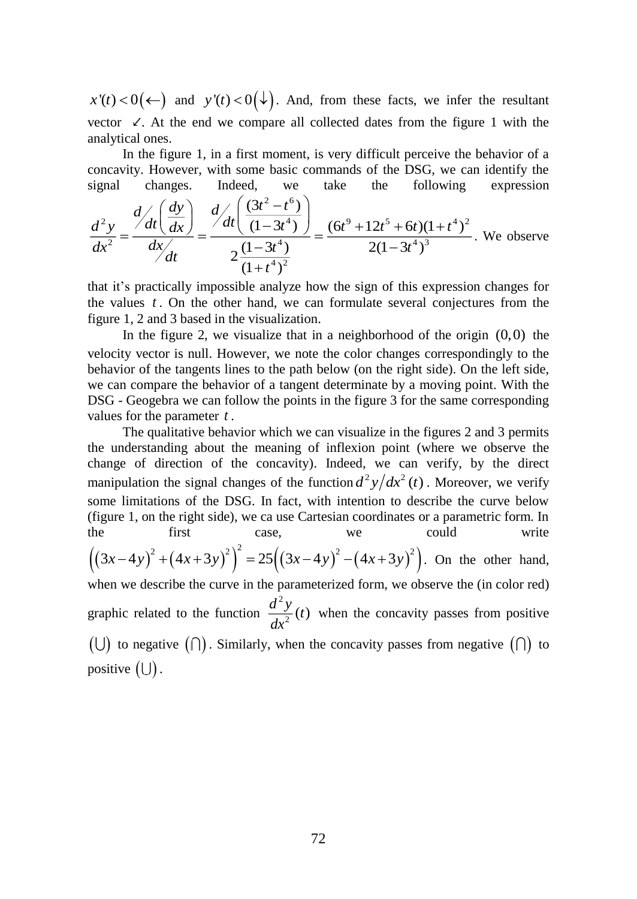$x'(t) < 0(\leftarrow)$ and $y'(t) < 0(\downarrow)$. And, from these facts, we infer the resultant vector $\swarrow$. At the end we compare all collected dates from the figure 1 with the analytical ones.

In the figure 1, in a first moment, is very difficult perceive the behavior of a concavity. However, with some basic commands of the DSG, we can identify the signal changes. Indeed, we take the following expression $\frac{d^2y}{dx^2} = \frac{d/dt\left(\frac{dy}{dx}\right)}{dx/dt} = \frac{d/dt\left(\frac{(3t^2-t^6)}{(1-3t^4)}\right)}{2\frac{(1-3t^4)}{(1+t^4)^2}} = \frac{(6t^9+12t^5+6t)(1+t^4)^2}{2(1-3t^4)^3}$. We observe that it's practically impossible analyze how the sign of this expression changes for the values $t$. On the other hand, we can formulate several conjectures from the figure 1, 2 and 3 based in the visualization.

In the figure 2, we visualize that in a neighborhood of the origin $(0,0)$ the velocity vector is null. However, we note the color changes correspondingly to the behavior of the tangents lines to the path below (on the right side). On the left side, we can compare the behavior of a tangent determinate by a moving point. With the DSG - Geogebra we can follow the points in the figure 3 for the same corresponding values for the parameter $t$.

The qualitative behavior which we can visualize in the figures 2 and 3 permits the understanding about the meaning of inflexion point (where we observe the change of direction of the concavity). Indeed, we can verify, by the direct manipulation the signal changes of the function $d^2y/dx^2(t)$. Moreover, we verify some limitations of the DSG. In fact, with intention to describe the curve below (figure 1, on the right side), we ca use Cartesian coordinates or a parametric form. In the first case, we could write $\left((3x-4y)^2+(4x+3y)^2\right)^2 = 25\left((3x-4y)^2-(4x+3y)^2\right)$. On the other hand, when we describe the curve in the parameterized form, we observe the (in color red) graphic related to the function $\frac{d^2y}{dx^2}(t)$ when the concavity passes from positive $(\bigcup)$ to negative $(\bigcap)$. Similarly, when the concavity passes from negative $(\bigcap)$ to positive $(\bigcup)$.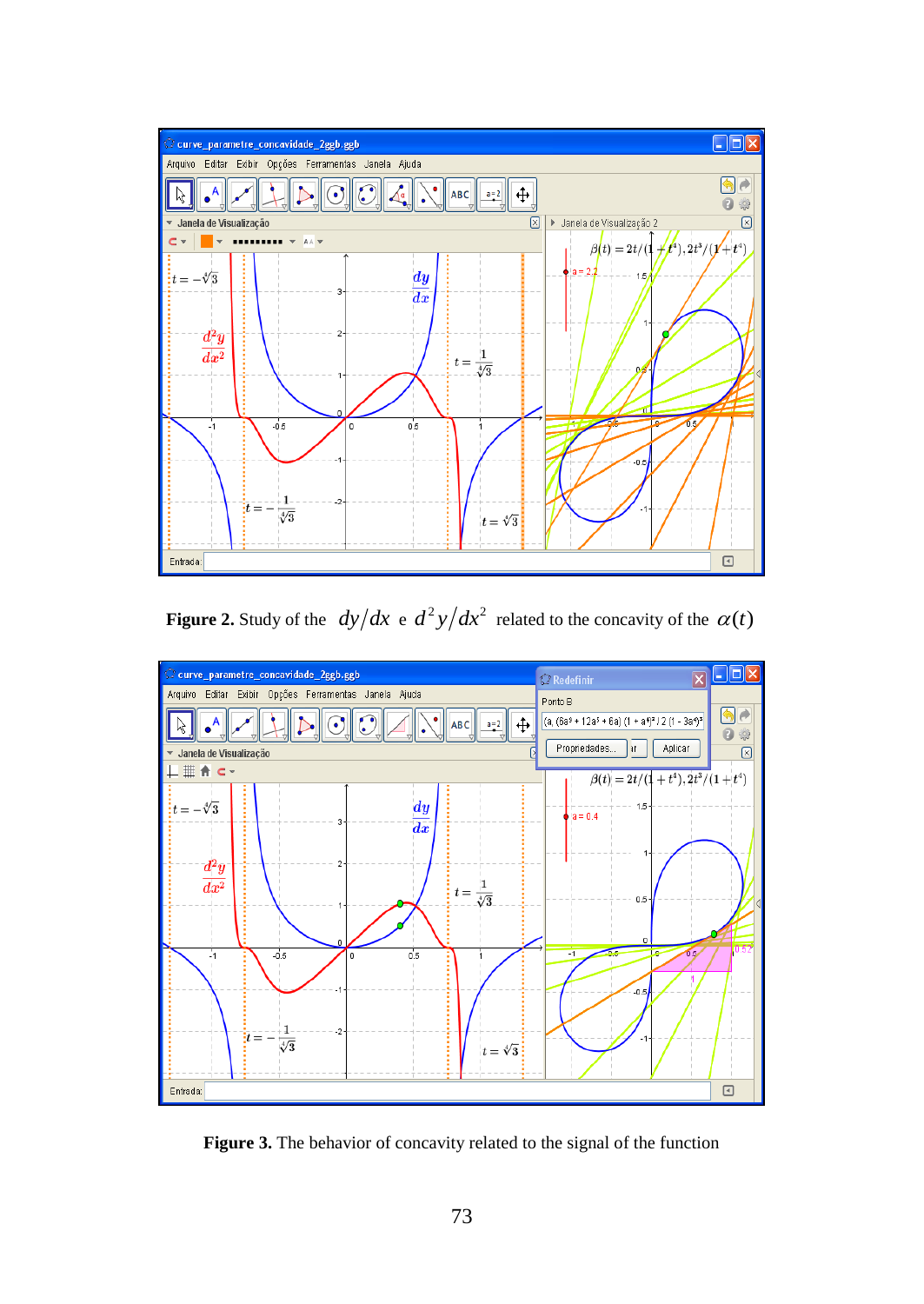**Figure 2.** Study of the $dy/dx$ e $d^2y/dx^2$ related to the concavity of the $\alpha(t)$

**Figure 3.** The behavior of concavity related to the signal of the function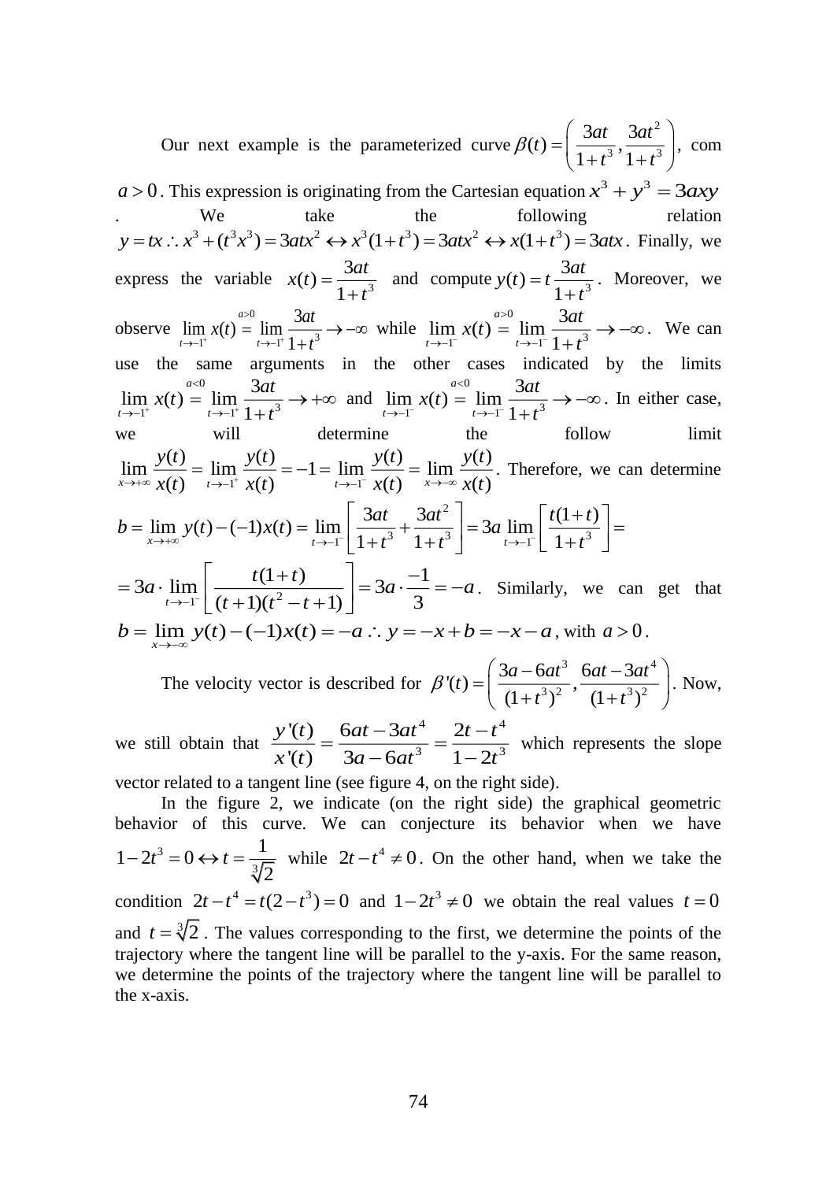Our next example is the parameterized curve $\beta(t) = \left( \frac{3at}{1+t^3}, \frac{3at^2}{1+t^3} \right)$, com $a > 0$. This expression is originating from the Cartesian equation $x^3 + y^3 = 3axy$. We take the following relation $y = tx \therefore x^3 + (t^3x^3) = 3atx^2 \leftrightarrow x^3(1+t^3) = 3atx^2 \leftrightarrow x(1+t^3) = 3atx$. Finally, we express the variable $x(t) = \frac{3at}{1+t^3}$ and compute $y(t) = t\frac{3at}{1+t^3}$. Moreover, we observe $\lim_{t\to -1^+} x(t) \overset{a>0}{=} \lim_{t\to -1^+} \frac{3at}{1+t^3} \to -\infty$ while $\lim_{t\to -1^-} x(t) \overset{a>0}{=} \lim_{t\to -1^-} \frac{3at}{1+t^3} \to -\infty$. We can use the same arguments in the other cases indicated by the limits $\lim_{t\to -1^+} x(t) \overset{a<0}{=} \lim_{t\to -1^+} \frac{3at}{1+t^3} \to +\infty$ and $\lim_{t\to -1^-} x(t) \overset{a<0}{=} \lim_{t\to -1^-} \frac{3at}{1+t^3} \to -\infty$. In either case, we will determine the follow limit $\lim_{x\to +\infty} \frac{y(t)}{x(t)} = \lim_{t\to -1^+} \frac{y(t)}{x(t)} = -1 = \lim_{t\to -1^-} \frac{y(t)}{x(t)} = \lim_{x\to -\infty} \frac{y(t)}{x(t)}$. Therefore, we can determine

$$b = \lim_{x\to +\infty} y(t) - (-1)x(t) = \lim_{t\to -1^-} \left[ \frac{3at}{1+t^3} + \frac{3at^2}{1+t^3} \right] = 3a \lim_{t\to -1^-} \left[ \frac{t(1+t)}{1+t^3} \right] =$$

$= 3a \cdot \lim_{t\to -1^-} \left[ \frac{t(1+t)}{(t+1)(t^2-t+1)} \right] = 3a \cdot \frac{-1}{3} = -a$. Similarly, we can get that $b = \lim_{x\to -\infty} y(t) - (-1)x(t) = -a \therefore y = -x + b = -x - a$, with $a > 0$.

The velocity vector is described for $\beta'(t) = \left( \frac{3a - 6at^3}{(1+t^3)^2}, \frac{6at - 3at^4}{(1+t^3)^2} \right)$. Now, we still obtain that $\frac{y'(t)}{x'(t)} = \frac{6at - 3at^4}{3a - 6at^3} = \frac{2t - t^4}{1 - 2t^3}$ which represents the slope vector related to a tangent line (see figure 4, on the right side).

In the figure 2, we indicate (on the right side) the graphical geometric behavior of this curve. We can conjecture its behavior when we have $1 - 2t^3 = 0 \leftrightarrow t = \frac{1}{\sqrt[3]{2}}$ while $2t - t^4 \neq 0$. On the other hand, when we take the condition $2t - t^4 = t(2 - t^3) = 0$ and $1 - 2t^3 \neq 0$ we obtain the real values $t = 0$ and $t = \sqrt[3]{2}$. The values corresponding to the first, we determine the points of the trajectory where the tangent line will be parallel to the y-axis. For the same reason, we determine the points of the trajectory where the tangent line will be parallel to the x-axis.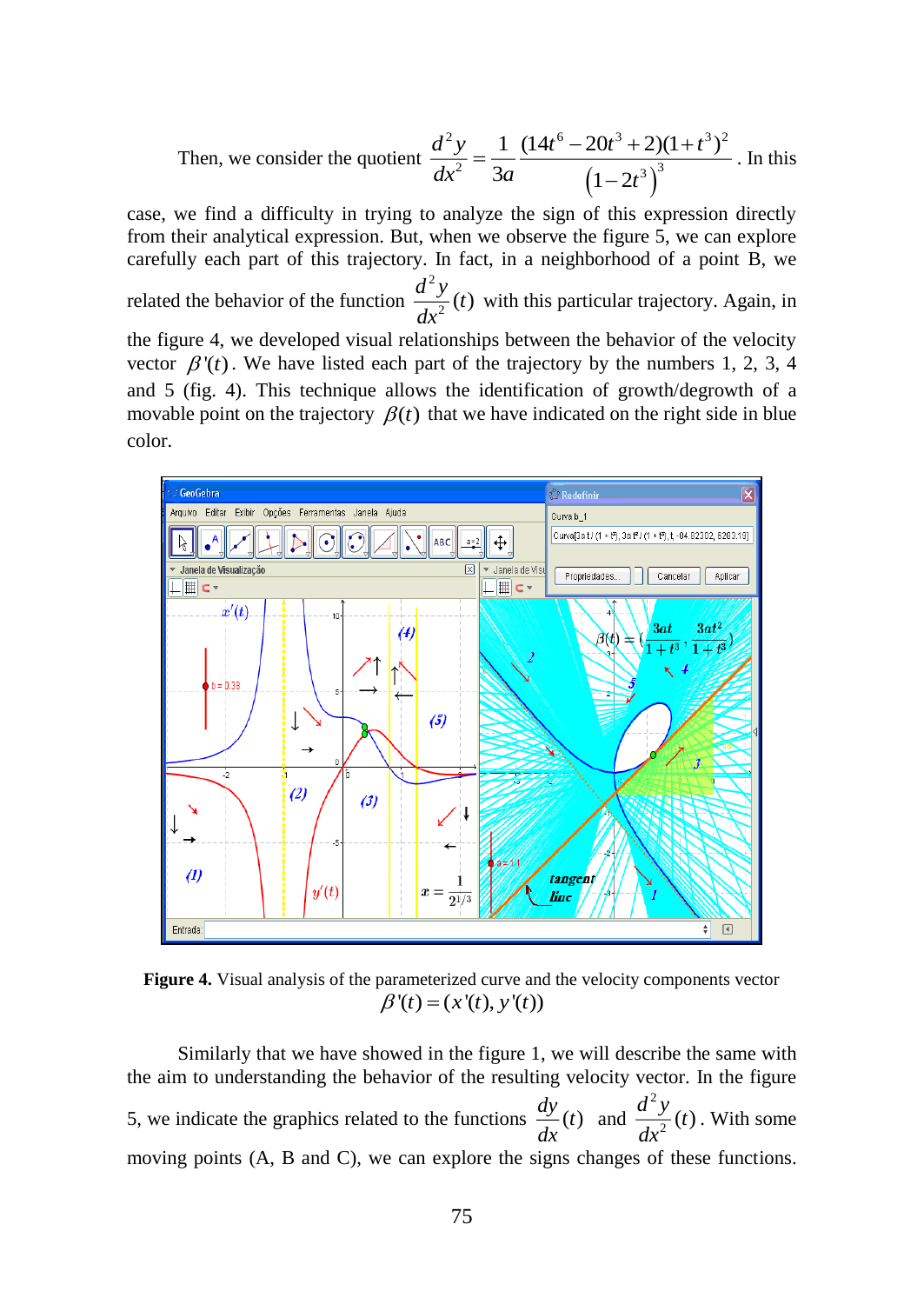Then, we consider the quotient $\frac{d^2y}{dx^2} = \frac{1}{3a}\frac{(14t^6 - 20t^3 + 2)(1+t^3)^2}{\left(1-2t^3\right)^3}$. In this case, we find a difficulty in trying to analyze the sign of this expression directly from their analytical expression. But, when we observe the figure 5, we can explore carefully each part of this trajectory. In fact, in a neighborhood of a point B, we related the behavior of the function $\frac{d^2y}{dx^2}(t)$ with this particular trajectory. Again, in the figure 4, we developed visual relationships between the behavior of the velocity vector $\beta'(t)$. We have listed each part of the trajectory by the numbers 1, 2, 3, 4 and 5 (fig. 4). This technique allows the identification of growth/degrowth of a movable point on the trajectory $\beta(t)$ that we have indicated on the right side in blue color.

**Figure 4.** Visual analysis of the parameterized curve and the velocity components vector $\beta'(t) = (x'(t), y'(t))$

Similarly that we have showed in the figure 1, we will describe the same with the aim to understanding the behavior of the resulting velocity vector. In the figure 5, we indicate the graphics related to the functions $\frac{dy}{dx}(t)$ and $\frac{d^2y}{dx^2}(t)$. With some moving points (A, B and C), we can explore the signs changes of these functions.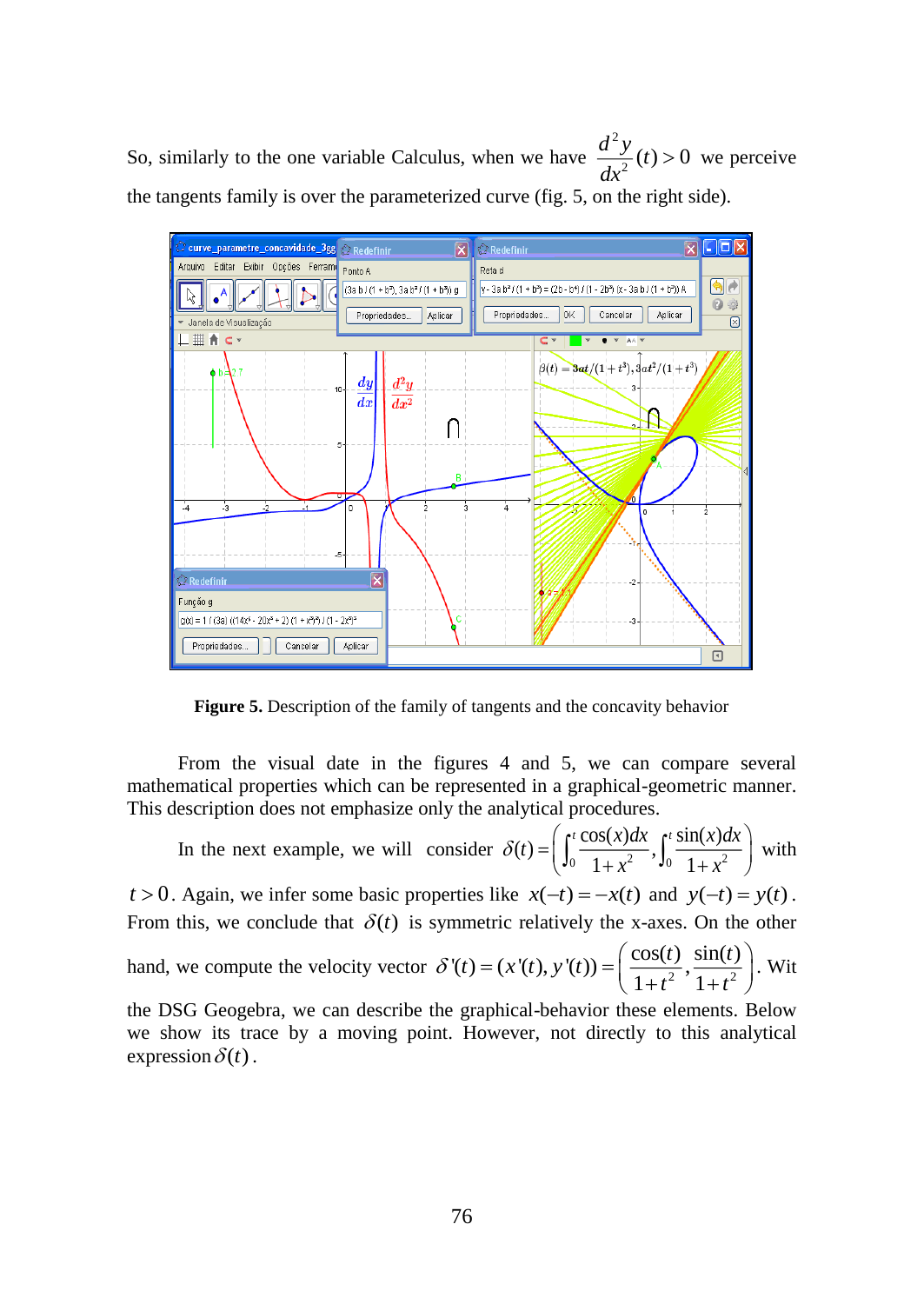So, similarly to the one variable Calculus, when we have $\frac{d^2y}{dx^2}(t) > 0$ we perceive the tangents family is over the parameterized curve (fig. 5, on the right side).

**Figure 5.** Description of the family of tangents and the concavity behavior

From the visual date in the figures 4 and 5, we can compare several mathematical properties which can be represented in a graphical-geometric manner. This description does not emphasize only the analytical procedures.

In the next example, we will consider $\delta(t) = \left( \int_0^t \frac{\cos(x)dx}{1+x^2}, \int_0^t \frac{\sin(x)dx}{1+x^2} \right)$ with $t > 0$. Again, we infer some basic properties like $x(-t) = -x(t)$ and $y(-t) = y(t)$. From this, we conclude that $\delta(t)$ is symmetric relatively the x-axes. On the other hand, we compute the velocity vector $\delta'(t) = (x'(t), y'(t)) = \left( \frac{\cos(t)}{1+t^2}, \frac{\sin(t)}{1+t^2} \right)$. Wit the DSG Geogebra, we can describe the graphical-behavior these elements. Below we show its trace by a moving point. However, not directly to this analytical expression $\delta(t)$.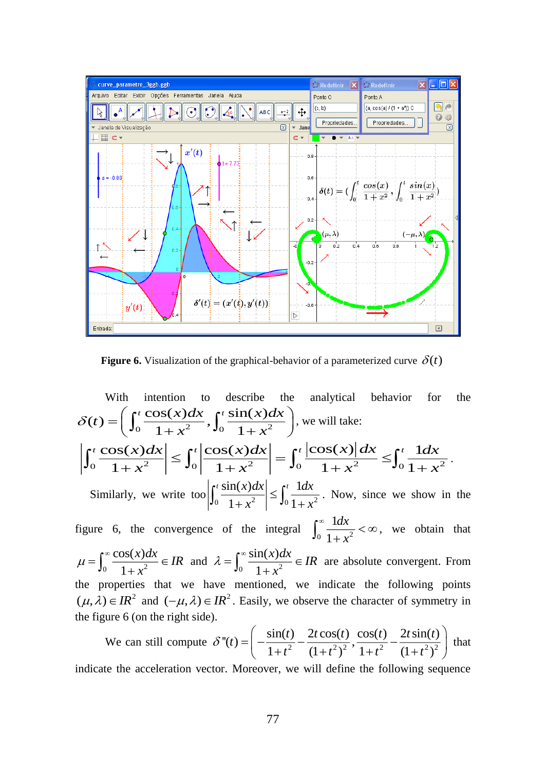**Figure 6.** Visualization of the graphical-behavior of a parameterized curve $\delta(t)$

With intention to describe the analytical behavior for the $\delta(t) = \left( \int_0^t \frac{\cos(x)dx}{1+x^2}, \int_0^t \frac{\sin(x)dx}{1+x^2} \right)$, we will take:

$$\left| \int_0^t \frac{\cos(x)dx}{1+x^2} \right| \le \int_0^t \left| \frac{\cos(x)dx}{1+x^2} \right| = \int_0^t \frac{|\cos(x)|\,dx}{1+x^2} \le \int_0^t \frac{1dx}{1+x^2}.$$

Similarly, we write too $\left| \int_0^t \frac{\sin(x)dx}{1+x^2} \right| \le \int_0^t \frac{1dx}{1+x^2}$. Now, since we show in the figure 6, the convergence of the integral $\int_0^\infty \frac{1dx}{1+x^2} < \infty$, we obtain that $\mu = \int_0^\infty \frac{\cos(x)dx}{1+x^2} \in IR$ and $\lambda = \int_0^\infty \frac{\sin(x)dx}{1+x^2} \in IR$ are absolute convergent. From the properties that we have mentioned, we indicate the following points $(\mu,\lambda) \in IR^2$ and $(-\mu,\lambda) \in IR^2$. Easily, we observe the character of symmetry in the figure 6 (on the right side).

We can still compute $\delta''(t) = \left( -\frac{\sin(t)}{1+t^2} - \frac{2t\cos(t)}{(1+t^2)^2}, \frac{\cos(t)}{1+t^2} - \frac{2t\sin(t)}{(1+t^2)^2} \right)$ that indicate the acceleration vector. Moreover, we will define the following sequence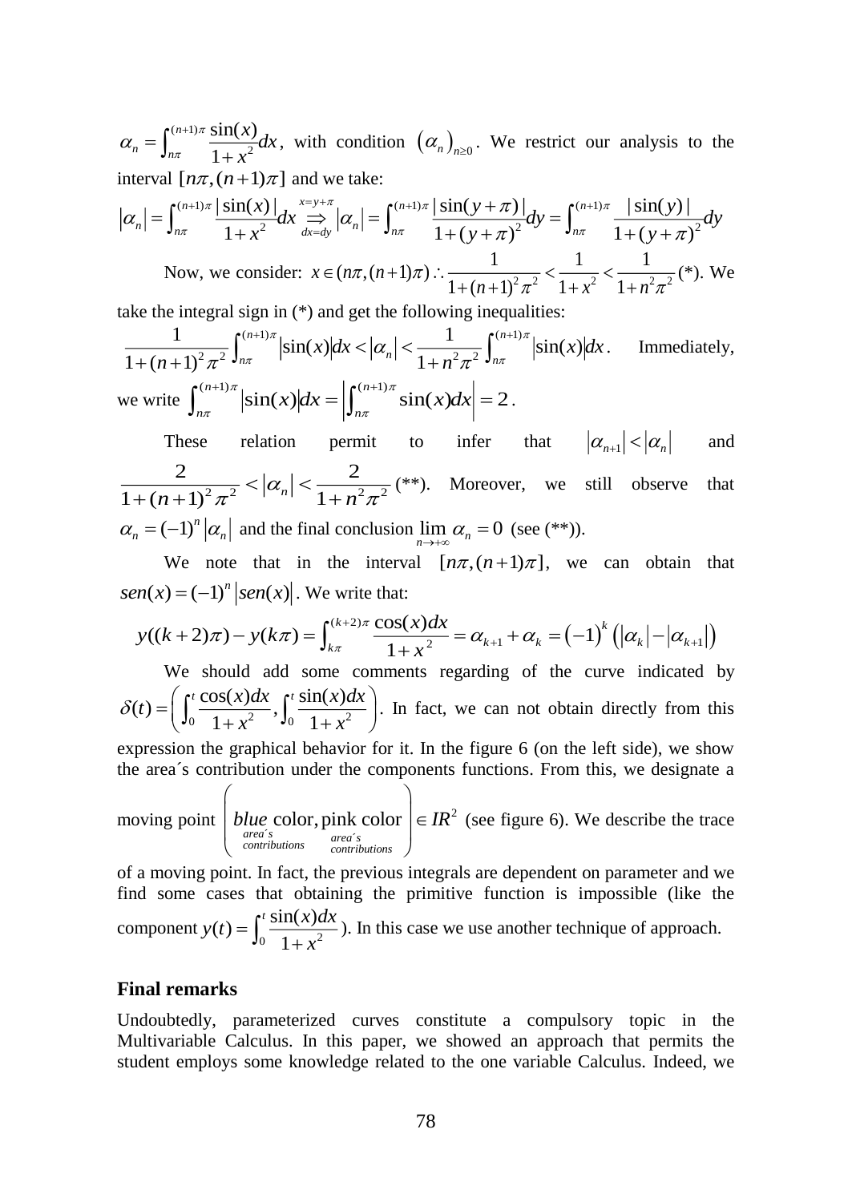$\alpha_n = \int_{n\pi}^{(n+1)\pi} \frac{\sin(x)}{1+x^2}dx$, with condition $(\alpha_n)_{n\geq 0}$. We restrict our analysis to the interval $[n\pi,(n+1)\pi]$ and we take:

$$|\alpha_n| = \int_{n\pi}^{(n+1)\pi} \frac{|\sin(x)|}{1+x^2}dx \underset{dx=dy}{\overset{x=y+\pi}{\Rightarrow}} |\alpha_n| = \int_{n\pi}^{(n+1)\pi} \frac{|\sin(y+\pi)|}{1+(y+\pi)^2}dy = \int_{n\pi}^{(n+1)\pi} \frac{|\sin(y)|}{1+(y+\pi)^2}dy$$

Now, we consider: $x \in (n\pi,(n+1)\pi) \therefore \frac{1}{1+(n+1)^2\pi^2} < \frac{1}{1+x^2} < \frac{1}{1+n^2\pi^2}$ (*). We take the integral sign in (*) and get the following inequalities:

$\frac{1}{1+(n+1)^2\pi^2}\int_{n\pi}^{(n+1)\pi} |\sin(x)|dx < |\alpha_n| < \frac{1}{1+n^2\pi^2}\int_{n\pi}^{(n+1)\pi} |\sin(x)|dx$. Immediately, we write $\int_{n\pi}^{(n+1)\pi} |\sin(x)|dx = \left|\int_{n\pi}^{(n+1)\pi} \sin(x)dx\right| = 2$.

These relation permit to infer that $|\alpha_{n+1}| < |\alpha_n|$ and $\frac{2}{1+(n+1)^2\pi^2} < |\alpha_n| < \frac{2}{1+n^2\pi^2}$ (**). Moreover, we still observe that $\alpha_n = (-1)^n|\alpha_n|$ and the final conclusion $\lim_{n\to+\infty} \alpha_n = 0$ (see (**)).

We note that in the interval $[n\pi,(n+1)\pi]$, we can obtain that $sen(x) = (-1)^n|sen(x)|$. We write that:

$$y((k+2)\pi) - y(k\pi) = \int_{k\pi}^{(k+2)\pi} \frac{\cos(x)dx}{1+x^2} = \alpha_{k+1} + \alpha_k = (-1)^k\left(|\alpha_k| - |\alpha_{k+1}|\right)$$

We should add some comments regarding of the curve indicated by $\delta(t) = \left(\int_0^t \frac{\cos(x)dx}{1+x^2}, \int_0^t \frac{\sin(x)dx}{1+x^2}\right)$. In fact, we can not obtain directly from this expression the graphical behavior for it. In the figure 6 (on the left side), we show the area´s contribution under the components functions. From this, we designate a moving point $\left(\underset{\substack{area´s\\contributions}}{blue\ \text{color}}, \underset{\substack{area´s\\contributions}}{\text{pink color}}\right) \in IR^2$ (see figure 6). We describe the trace of a moving point. In fact, the previous integrals are dependent on parameter and we find some cases that obtaining the primitive function is impossible (like the component $y(t) = \int_0^t \frac{\sin(x)dx}{1+x^2}$). In this case we use another technique of approach.

## Final remarks

Undoubtedly, parameterized curves constitute a compulsory topic in the Multivariable Calculus. In this paper, we showed an approach that permits the student employs some knowledge related to the one variable Calculus. Indeed, we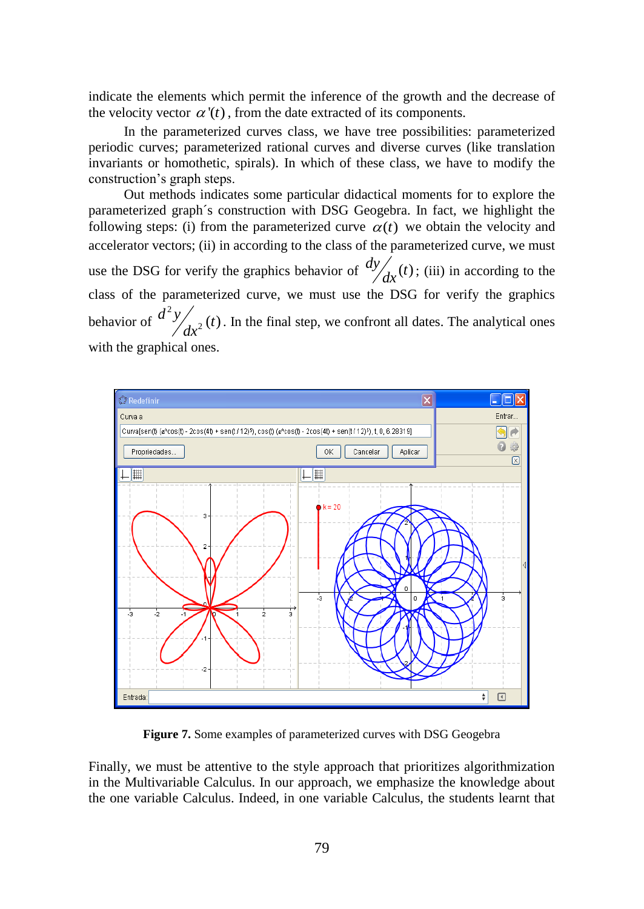indicate the elements which permit the inference of the growth and the decrease of the velocity vector $\alpha'(t)$, from the date extracted of its components.

In the parameterized curves class, we have tree possibilities: parameterized periodic curves; parameterized rational curves and diverse curves (like translation invariants or homothetic, spirals). In which of these class, we have to modify the construction's graph steps.

Out methods indicates some particular didactical moments for to explore the parameterized graph´s construction with DSG Geogebra. In fact, we highlight the following steps: (i) from the parameterized curve $\alpha(t)$ we obtain the velocity and accelerator vectors; (ii) in according to the class of the parameterized curve, we must use the DSG for verify the graphics behavior of $\frac{dy}{dx}(t)$; (iii) in according to the class of the parameterized curve, we must use the DSG for verify the graphics behavior of $\frac{d^2y}{dx^2}(t)$. In the final step, we confront all dates. The analytical ones with the graphical ones.

**Figure 7.** Some examples of parameterized curves with DSG Geogebra

Finally, we must be attentive to the style approach that prioritizes algorithmization in the Multivariable Calculus. In our approach, we emphasize the knowledge about the one variable Calculus. Indeed, in one variable Calculus, the students learnt that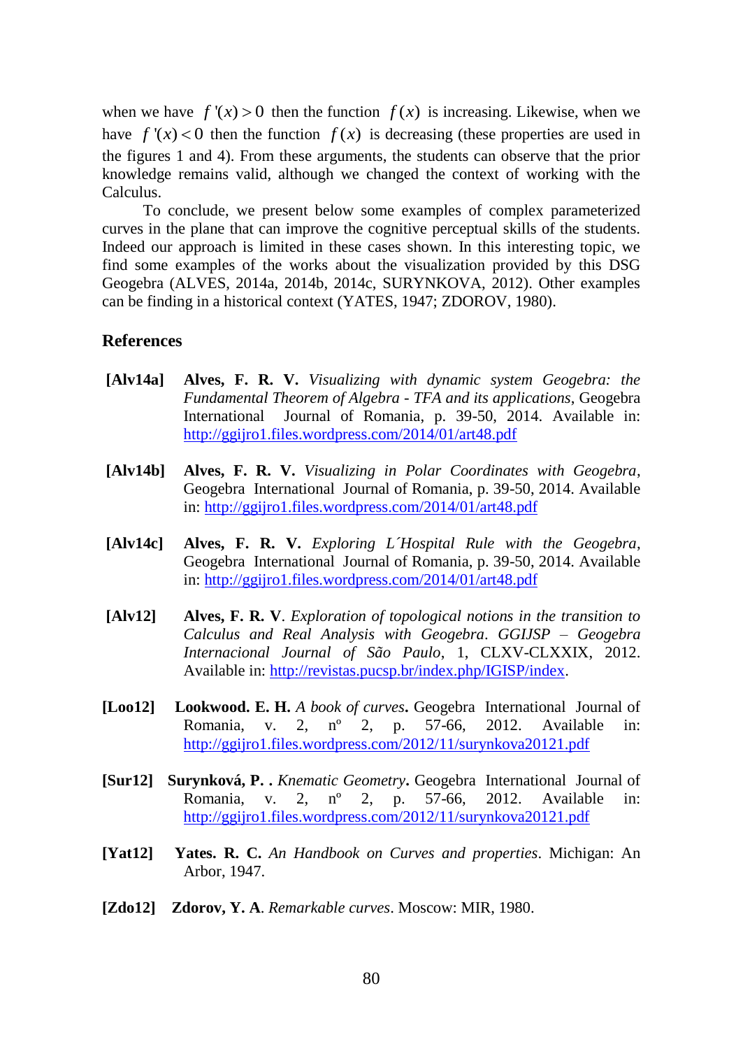when we have $f'(x) > 0$ then the function $f(x)$ is increasing. Likewise, when we have $f'(x) < 0$ then the function $f(x)$ is decreasing (these properties are used in the figures 1 and 4). From these arguments, the students can observe that the prior knowledge remains valid, although we changed the context of working with the Calculus.

To conclude, we present below some examples of complex parameterized curves in the plane that can improve the cognitive perceptual skills of the students. Indeed our approach is limited in these cases shown. In this interesting topic, we find some examples of the works about the visualization provided by this DSG Geogebra (ALVES, 2014a, 2014b, 2014c, SURYNKOVA, 2012). Other examples can be finding in a historical context (YATES, 1947; ZDOROV, 1980).

## References

**[Alv14a]** **Alves, F. R. V.** *Visualizing with dynamic system Geogebra: the Fundamental Theorem of Algebra - TFA and its applications*, Geogebra International Journal of Romania, p. 39-50, 2014. Available in: http://ggijro1.files.wordpress.com/2014/01/art48.pdf

**[Alv14b]** **Alves, F. R. V.** *Visualizing in Polar Coordinates with Geogebra*, Geogebra International Journal of Romania, p. 39-50, 2014. Available in: http://ggijro1.files.wordpress.com/2014/01/art48.pdf

**[Alv14c]** **Alves, F. R. V.** *Exploring L´Hospital Rule with the Geogebra*, Geogebra International Journal of Romania, p. 39-50, 2014. Available in: http://ggijro1.files.wordpress.com/2014/01/art48.pdf

**[Alv12]** **Alves, F. R. V**. *Exploration of topological notions in the transition to Calculus and Real Analysis with Geogebra*. *GGIJSP – Geogebra Internacional Journal of São Paulo*, 1, CLXV-CLXXIX, 2012. Available in: http://revistas.pucsp.br/index.php/IGISP/index.

**[Loo12]** **Lookwood. E. H.** *A book of curves***.** Geogebra International Journal of Romania, v. 2, nº 2, p. 57-66, 2012. Available in: http://ggijro1.files.wordpress.com/2012/11/surynkova20121.pdf

**[Sur12]** **Surynková, P. .** *Knematic Geometry***.** Geogebra International Journal of Romania, v. 2, nº 2, p. 57-66, 2012. Available in: http://ggijro1.files.wordpress.com/2012/11/surynkova20121.pdf

**[Yat12]** **Yates. R. C.** *An Handbook on Curves and properties*. Michigan: An Arbor, 1947.

**[Zdo12]** **Zdorov, Y. A**. *Remarkable curves*. Moscow: MIR, 1980.